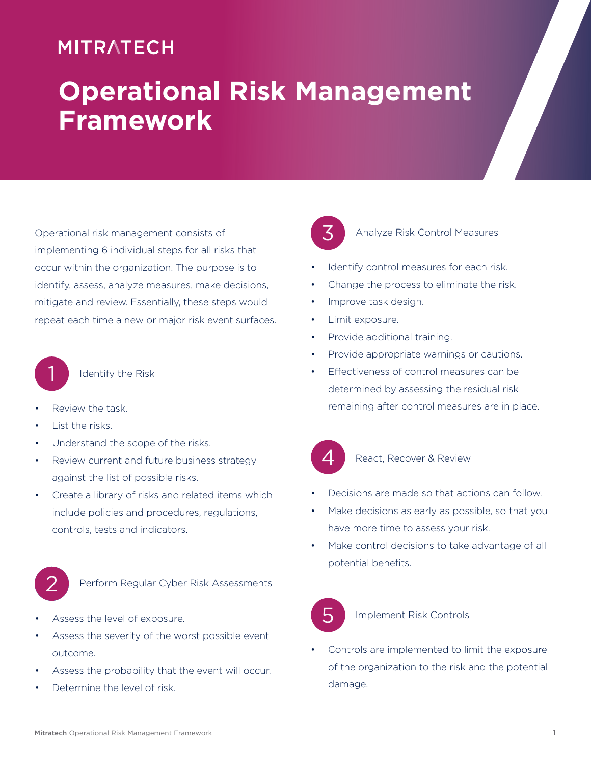MITRATECH

# Operational Risk Management Framework

Operational risk management consists of implementing 6 individual steps for all risks that occur within the organization. The purpose is to identify, assess, analyze measures, make decisions, mitigate and review. Essentially, these steps would repeat each time a new or major risk event surfaces.

## 1 Identify the Risk

- Review the task.
- List the risks.
- Understand the scope of the risks.
- Review current and future business strategy against the list of possible risks.
- Create a library of risks and related items which include policies and procedures, regulations, controls, tests and indicators.

## 2 Perform Regular Cyber Risk Assessments

- Assess the level of exposure.
- Assess the severity of the worst possible event outcome.
- Assess the probability that the event will occur.
- Determine the level of risk.

## 3 Analyze Risk Control Measures

- Identify control measures for each risk.
- Change the process to eliminate the risk.
- Improve task design.
- Limit exposure.
- Provide additional training.
- Provide appropriate warnings or cautions.
- Effectiveness of control measures can be determined by assessing the residual risk remaining after control measures are in place.

## 4 React, Recover & Review

- Decisions are made so that actions can follow.
- Make decisions as early as possible, so that you have more time to assess your risk.
- Make control decisions to take advantage of all potential benefits.

## 5 Implement Risk Controls

- Controls are implemented to limit the exposure of the organization to the risk and the potential damage.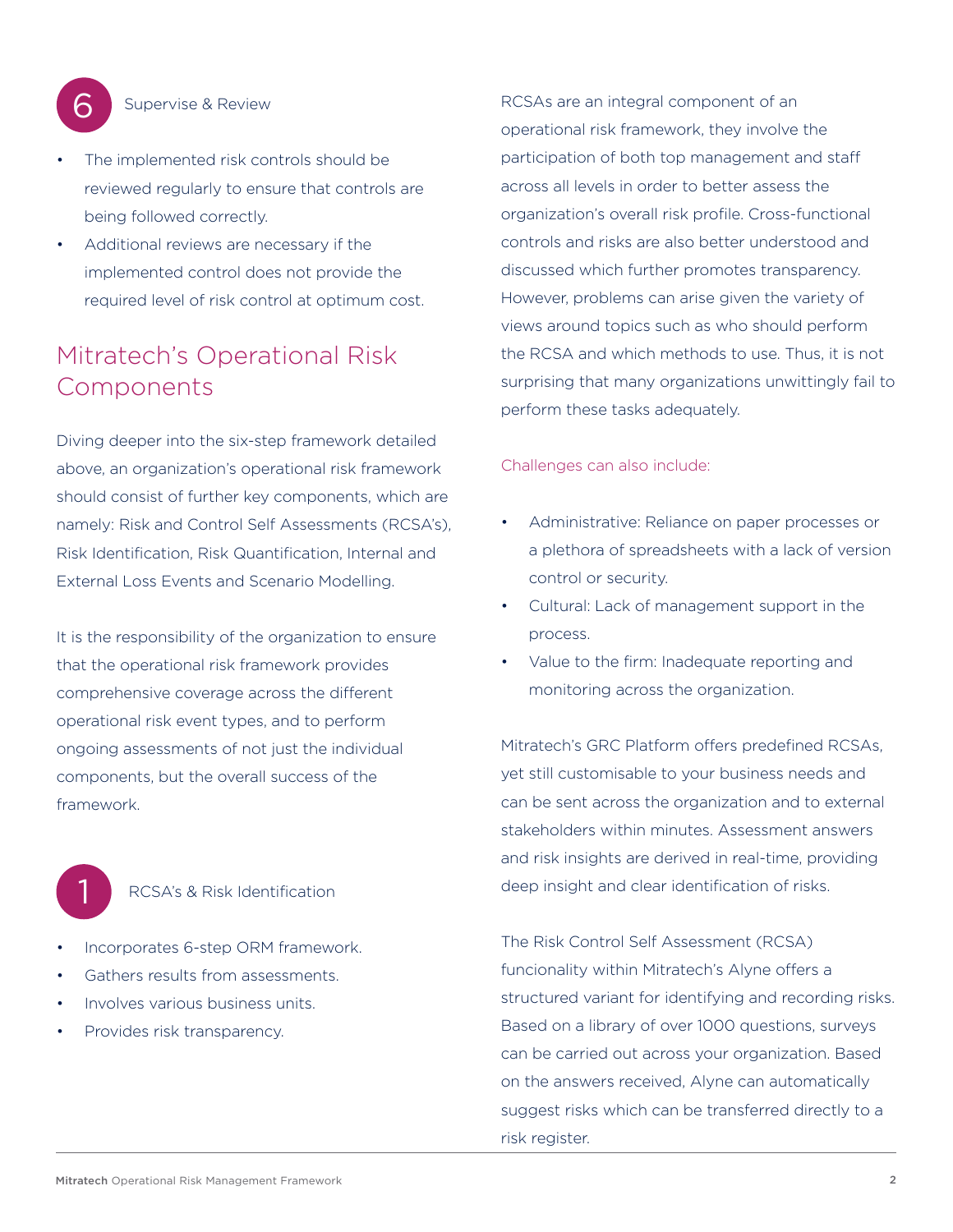### 6 Supervise & Review

- The implemented risk controls should be reviewed regularly to ensure that controls are being followed correctly.
- Additional reviews are necessary if the implemented control does not provide the required level of risk control at optimum cost.

## Mitratech's Operational Risk Components

Diving deeper into the six-step framework detailed above, an organization's operational risk framework should consist of further key components, which are namely: Risk and Control Self Assessments (RCSA's), Risk Identification, Risk Quantification, Internal and External Loss Events and Scenario Modelling.

It is the responsibility of the organization to ensure that the operational risk framework provides comprehensive coverage across the different operational risk event types, and to perform ongoing assessments of not just the individual components, but the overall success of the framework.

### 1 RCSA's & Risk Identification

- Incorporates 6-step ORM framework.
- Gathers results from assessments.
- Involves various business units.
- Provides risk transparency.

RCSAs are an integral component of an operational risk framework, they involve the participation of both top management and staff across all levels in order to better assess the organization's overall risk profile. Cross-functional controls and risks are also better understood and discussed which further promotes transparency. However, problems can arise given the variety of views around topics such as who should perform the RCSA and which methods to use. Thus, it is not surprising that many organizations unwittingly fail to perform these tasks adequately.

Challenges can also include:

- Administrative: Reliance on paper processes or a plethora of spreadsheets with a lack of version control or security.
- Cultural: Lack of management support in the process.
- Value to the firm: Inadequate reporting and monitoring across the organization.

Mitratech's GRC Platform offers predefined RCSAs, yet still customisable to your business needs and can be sent across the organization and to external stakeholders within minutes. Assessment answers and risk insights are derived in real-time, providing deep insight and clear identification of risks.

The Risk Control Self Assessment (RCSA) funcionality within Mitratech's Alyne offers a structured variant for identifying and recording risks. Based on a library of over 1000 questions, surveys can be carried out across your organization. Based on the answers received, Alyne can automatically suggest risks which can be transferred directly to a risk register.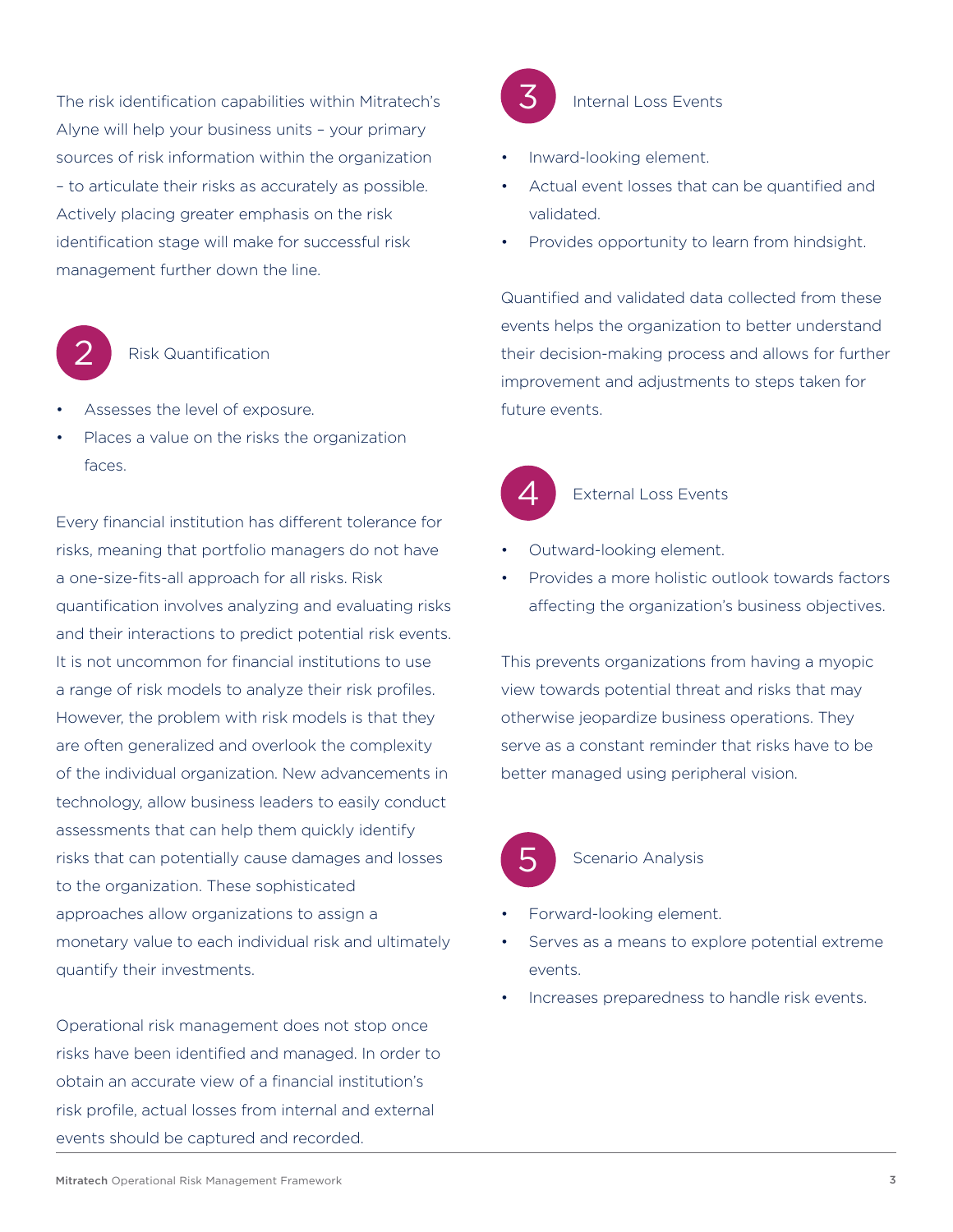The risk identification capabilities within Mitratech's Alyne will help your business units – your primary sources of risk information within the organization – to articulate their risks as accurately as possible. Actively placing greater emphasis on the risk identification stage will make for successful risk management further down the line.

## 2 Risk Quantification

- Assesses the level of exposure.
- Places a value on the risks the organization faces.

Every financial institution has different tolerance for risks, meaning that portfolio managers do not have a one-size-fits-all approach for all risks. Risk quantification involves analyzing and evaluating risks and their interactions to predict potential risk events. It is not uncommon for financial institutions to use a range of risk models to analyze their risk profiles. However, the problem with risk models is that they are often generalized and overlook the complexity of the individual organization. New advancements in technology, allow business leaders to easily conduct assessments that can help them quickly identify risks that can potentially cause damages and losses to the organization. These sophisticated approaches allow organizations to assign a monetary value to each individual risk and ultimately quantify their investments.

Operational risk management does not stop once risks have been identified and managed. In order to obtain an accurate view of a financial institution's risk profile, actual losses from internal and external events should be captured and recorded.

## 3 Internal Loss Events

- Inward-looking element.
- Actual event losses that can be quantified and validated.
- Provides opportunity to learn from hindsight.

Quantified and validated data collected from these events helps the organization to better understand their decision-making process and allows for further improvement and adjustments to steps taken for future events.

## 4 External Loss Events

- Outward-looking element.
- Provides a more holistic outlook towards factors affecting the organization's business objectives.

This prevents organizations from having a myopic view towards potential threat and risks that may otherwise jeopardize business operations. They serve as a constant reminder that risks have to be better managed using peripheral vision.

## 5 Scenario Analysis

- Forward-looking element.
- Serves as a means to explore potential extreme events.
- Increases preparedness to handle risk events.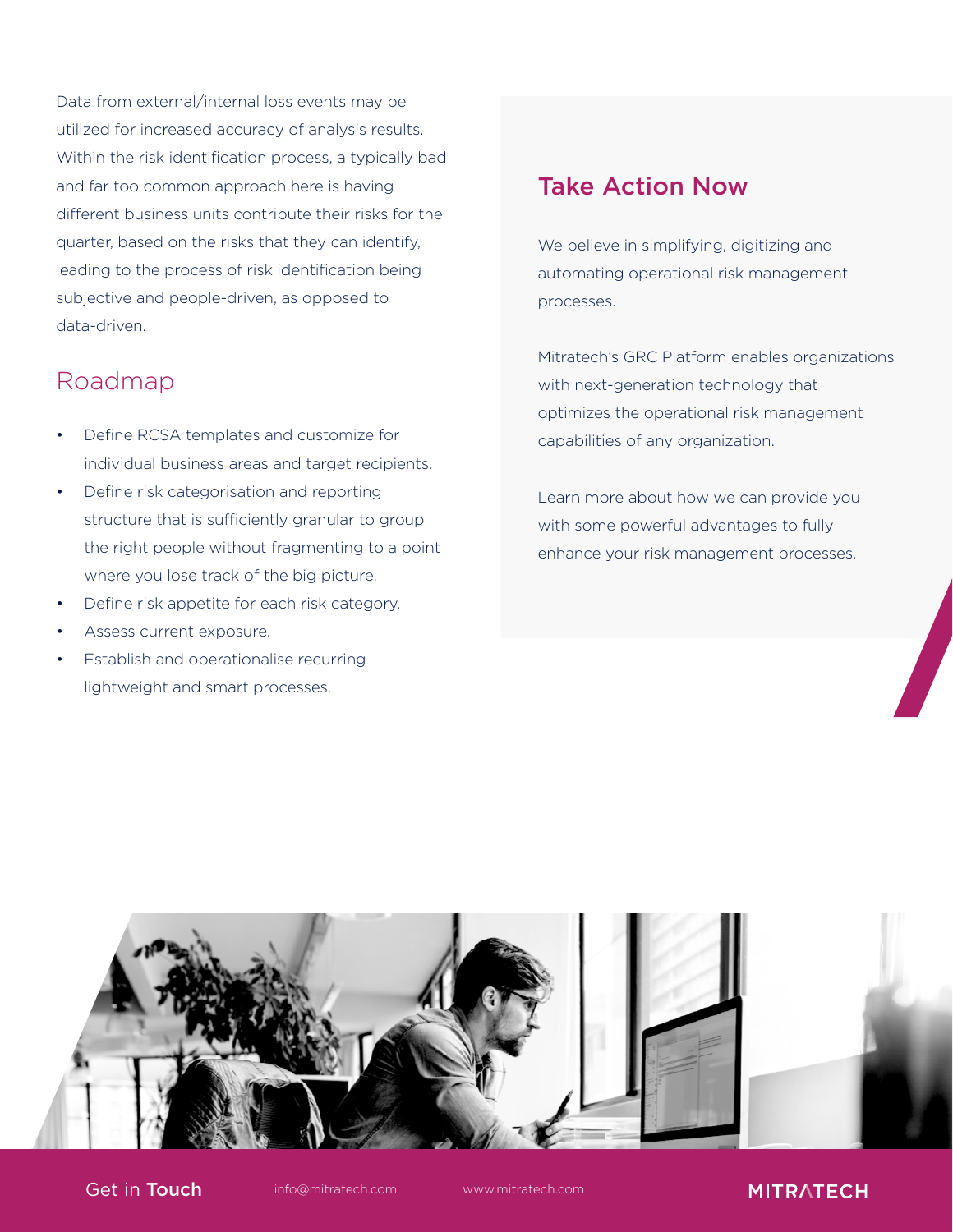Data from external/internal loss events may be utilized for increased accuracy of analysis results. Within the risk identification process, a typically bad and far too common approach here is having different business units contribute their risks for the quarter, based on the risks that they can identify, leading to the process of risk identification being subjective and people-driven, as opposed to data-driven.

## Roadmap

- Define RCSA templates and customize for individual business areas and target recipients.
- Define risk categorisation and reporting structure that is sufficiently granular to group the right people without fragmenting to a point where you lose track of the big picture.
- Define risk appetite for each risk category.
- Assess current exposure.
- Establish and operationalise recurring lightweight and smart processes.

## Take Action Now

We believe in simplifying, digitizing and automating operational risk management processes.

Mitratech's GRC Platform enables organizations with next-generation technology that optimizes the operational risk management capabilities of any organization.

Learn more about how we can provide you with some powerful advantages to fully enhance your risk management processes.

Get in **Touch** info@mitratech.com www.mitratech.com

MITRATECH